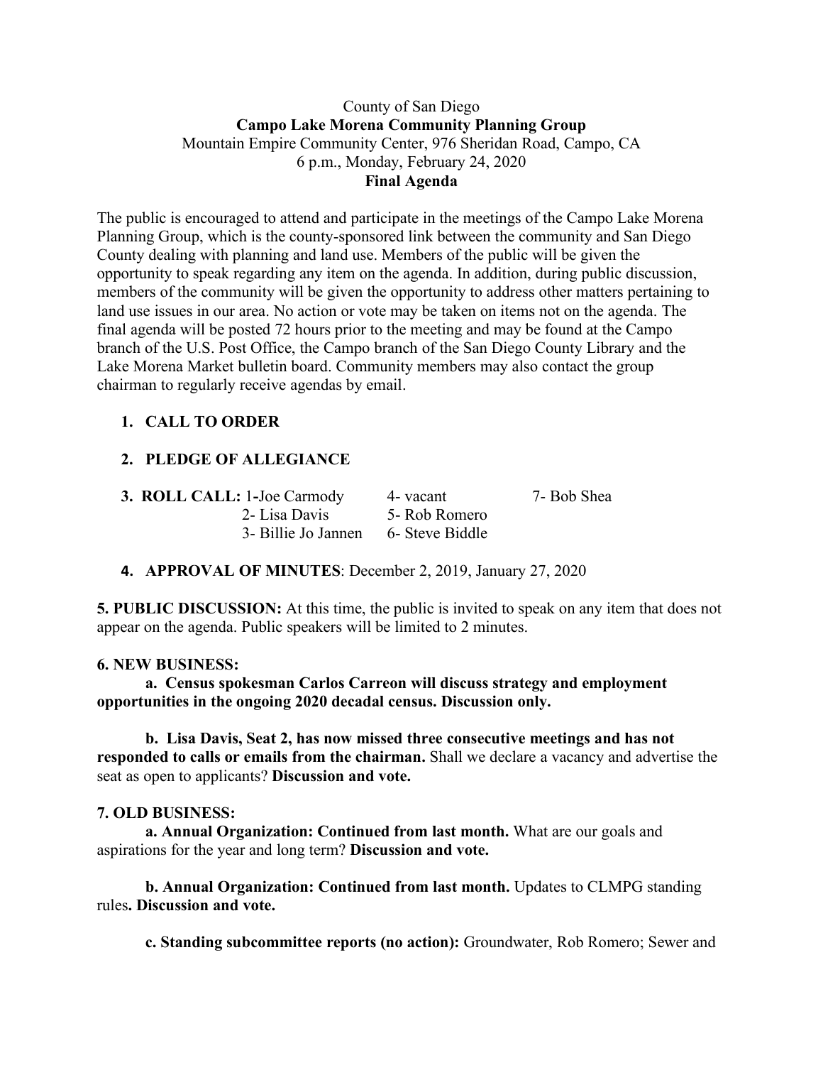County of San Diego

**Campo Lake Morena Community Planning Group**

Mountain Empire Community Center, 976 Sheridan Road, Campo, CA

6 p.m., Monday, February 24, 2020

**Final Agenda**

The public is encouraged to attend and participate in the meetings of the Campo Lake Morena Planning Group, which is the county-sponsored link between the community and San Diego County dealing with planning and land use. Members of the public will be given the opportunity to speak regarding any item on the agenda. In addition, during public discussion, members of the community will be given the opportunity to address other matters pertaining to land use issues in our area. No action or vote may be taken on items not on the agenda. The final agenda will be posted 72 hours prior to the meeting and may be found at the Campo branch of the U.S. Post Office, the Campo branch of the San Diego County Library and the Lake Morena Market bulletin board. Community members may also contact the group chairman to regularly receive agendas by email.

1. **CALL TO ORDER**

2. **PLEDGE OF ALLEGIANCE**

3. **ROLL CALL:** 1-Joe Carmody, 2- Lisa Davis, 3- Billie Jo Jannen, 4- vacant, 5- Rob Romero, 6- Steve Biddle, 7- Bob Shea

4. **APPROVAL OF MINUTES**: December 2, 2019, January 27, 2020

**5. PUBLIC DISCUSSION:** At this time, the public is invited to speak on any item that does not appear on the agenda. Public speakers will be limited to 2 minutes.

**6. NEW BUSINESS:**

**a. Census spokesman Carlos Carreon will discuss strategy and employment opportunities in the ongoing 2020 decadal census. Discussion only.**

**b. Lisa Davis, Seat 2, has now missed three consecutive meetings and has not responded to calls or emails from the chairman.** Shall we declare a vacancy and advertise the seat as open to applicants? **Discussion and vote.**

**7. OLD BUSINESS:**

**a. Annual Organization: Continued from last month.** What are our goals and aspirations for the year and long term? **Discussion and vote.**

**b. Annual Organization: Continued from last month.** Updates to CLMPG standing rules**. Discussion and vote.**

**c. Standing subcommittee reports (no action):** Groundwater, Rob Romero; Sewer and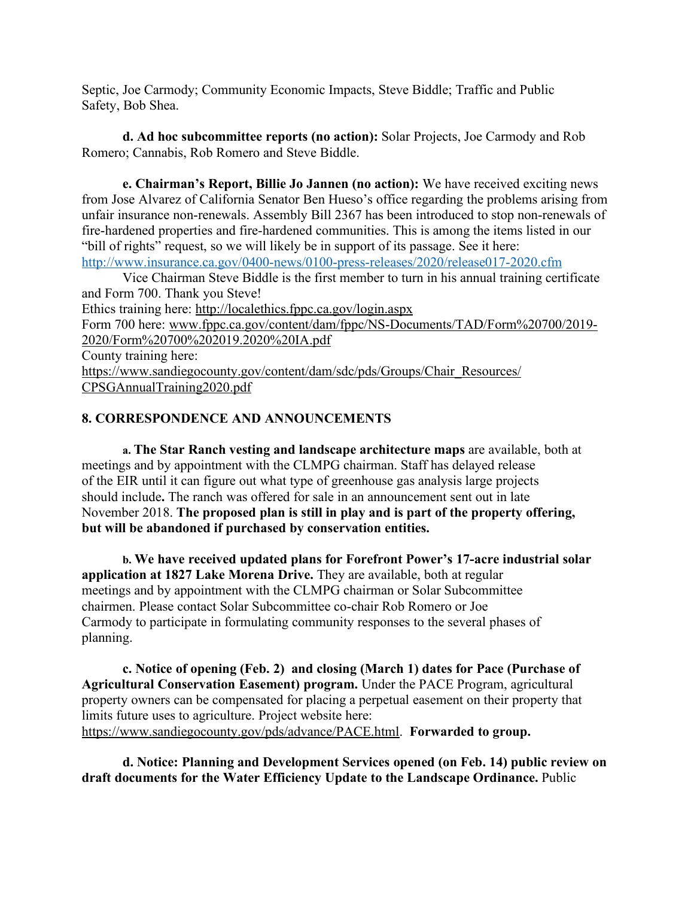Septic, Joe Carmody; Community Economic Impacts, Steve Biddle; Traffic and Public Safety, Bob Shea.

**d. Ad hoc subcommittee reports (no action):** Solar Projects, Joe Carmody and Rob Romero; Cannabis, Rob Romero and Steve Biddle.

**e. Chairman's Report, Billie Jo Jannen (no action):** We have received exciting news from Jose Alvarez of California Senator Ben Hueso's office regarding the problems arising from unfair insurance non-renewals. Assembly Bill 2367 has been introduced to stop non-renewals of fire-hardened properties and fire-hardened communities. This is among the items listed in our "bill of rights" request, so we will likely be in support of its passage. See it here: http://www.insurance.ca.gov/0400-news/0100-press-releases/2020/release017-2020.cfm

Vice Chairman Steve Biddle is the first member to turn in his annual training certificate and Form 700. Thank you Steve!

Ethics training here: http://localethics.fppc.ca.gov/login.aspx

Form 700 here: www.fppc.ca.gov/content/dam/fppc/NS-Documents/TAD/Form%20700/2019-2020/Form%20700%202019.2020%20IA.pdf

County training here:
https://www.sandiegocounty.gov/content/dam/sdc/pds/Groups/Chair_Resources/CPSGAnnualTraining2020.pdf

## 8. CORRESPONDENCE AND ANNOUNCEMENTS

**a. The Star Ranch vesting and landscape architecture maps** are available, both at meetings and by appointment with the CLMPG chairman. Staff has delayed release of the EIR until it can figure out what type of greenhouse gas analysis large projects should include**.** The ranch was offered for sale in an announcement sent out in late November 2018. **The proposed plan is still in play and is part of the property offering, but will be abandoned if purchased by conservation entities.**

**b. We have received updated plans for Forefront Power's 17-acre industrial solar application at 1827 Lake Morena Drive.** They are available, both at regular meetings and by appointment with the CLMPG chairman or Solar Subcommittee chairmen. Please contact Solar Subcommittee co-chair Rob Romero or Joe Carmody to participate in formulating community responses to the several phases of planning.

**c. Notice of opening (Feb. 2) and closing (March 1) dates for Pace (Purchase of Agricultural Conservation Easement) program.** Under the PACE Program, agricultural property owners can be compensated for placing a perpetual easement on their property that limits future uses to agriculture. Project website here: https://www.sandiegocounty.gov/pds/advance/PACE.html. **Forwarded to group.**

**d. Notice: Planning and Development Services opened (on Feb. 14) public review on draft documents for the Water Efficiency Update to the Landscape Ordinance.** Public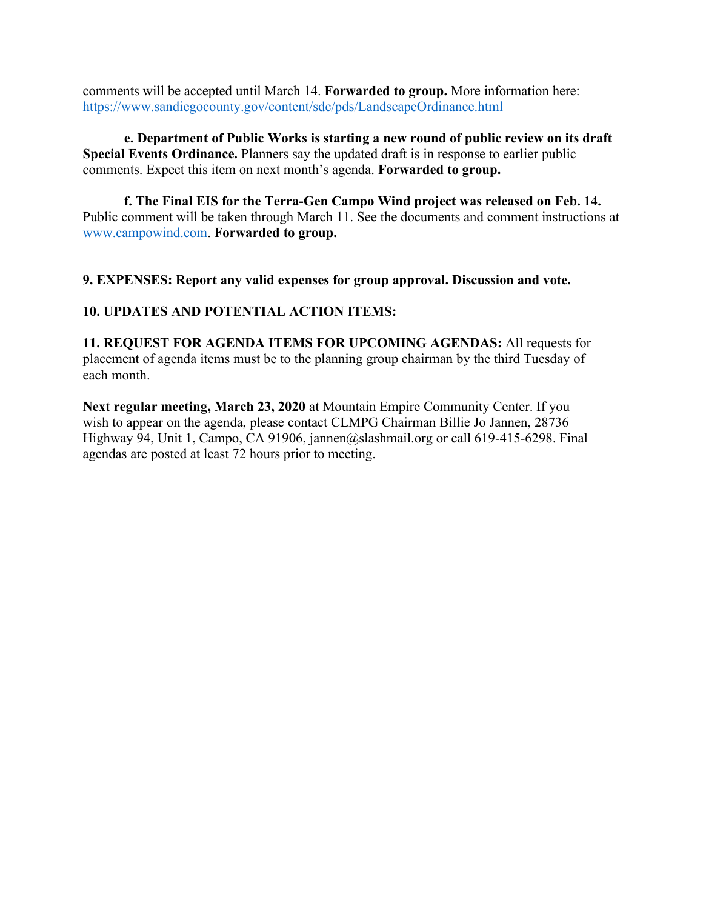comments will be accepted until March 14. **Forwarded to group.** More information here: https://www.sandiegocounty.gov/content/sdc/pds/LandscapeOrdinance.html

**e. Department of Public Works is starting a new round of public review on its draft Special Events Ordinance.** Planners say the updated draft is in response to earlier public comments. Expect this item on next month's agenda. **Forwarded to group.**

**f. The Final EIS for the Terra-Gen Campo Wind project was released on Feb. 14.** Public comment will be taken through March 11. See the documents and comment instructions at www.campowind.com. **Forwarded to group.**

**9. EXPENSES: Report any valid expenses for group approval. Discussion and vote.**

**10. UPDATES AND POTENTIAL ACTION ITEMS:**

**11. REQUEST FOR AGENDA ITEMS FOR UPCOMING AGENDAS:** All requests for placement of agenda items must be to the planning group chairman by the third Tuesday of each month.

**Next regular meeting, March 23, 2020** at Mountain Empire Community Center. If you wish to appear on the agenda, please contact CLMPG Chairman Billie Jo Jannen, 28736 Highway 94, Unit 1, Campo, CA 91906, jannen@slashmail.org or call 619-415-6298. Final agendas are posted at least 72 hours prior to meeting.